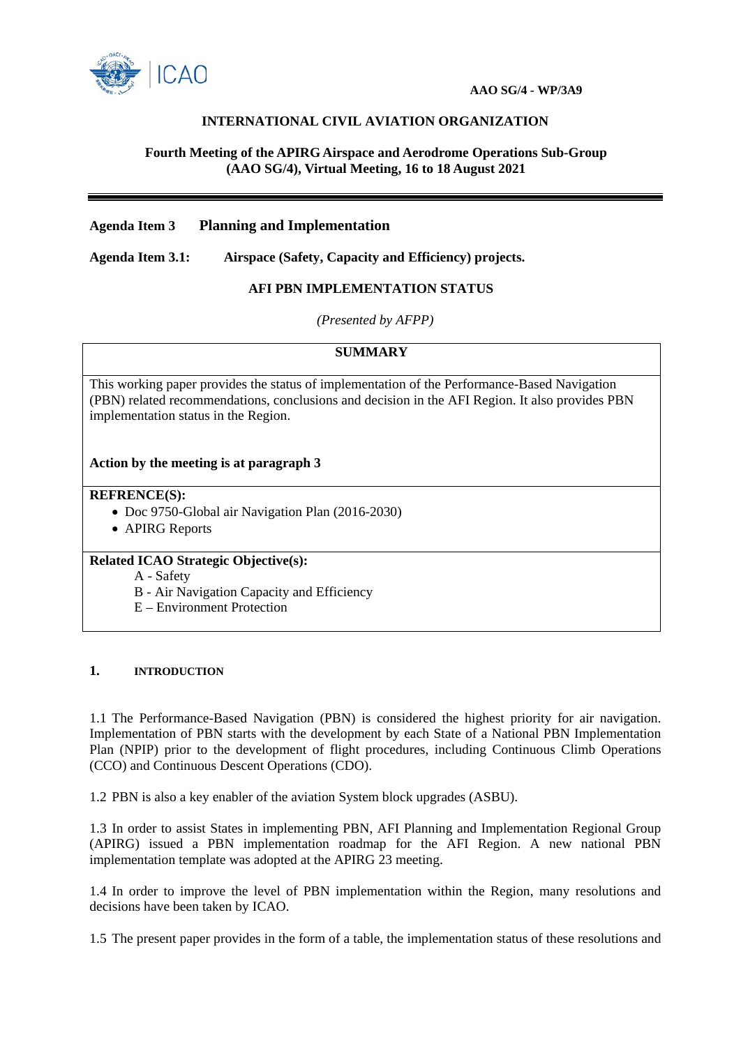**AAO SG/4 - WP/3A9**

**INTERNATIONAL CIVIL AVIATION ORGANIZATION**

**Fourth Meeting of the APIRG Airspace and Aerodrome Operations Sub-Group (AAO SG/4), Virtual Meeting, 16 to 18 August 2021**

---

**Agenda Item 3 Planning and Implementation**

**Agenda Item 3.1: Airspace (Safety, Capacity and Efficiency) projects.**

**AFI PBN IMPLEMENTATION STATUS**

*(Presented by AFPP)*

| **SUMMARY** |
|---|
| This working paper provides the status of implementation of the Performance-Based Navigation (PBN) related recommendations, conclusions and decision in the AFI Region. It also provides PBN implementation status in the Region.<br><br>**Action by the meeting is at paragraph 3** |
| **REFRENCE(S):**<br>• Doc 9750-Global air Navigation Plan (2016-2030)<br>• APIRG Reports |
| **Related ICAO Strategic Objective(s):**<br>A - Safety<br>B - Air Navigation Capacity and Efficiency<br>E – Environment Protection |

## 1. INTRODUCTION

1.1 The Performance-Based Navigation (PBN) is considered the highest priority for air navigation. Implementation of PBN starts with the development by each State of a National PBN Implementation Plan (NPIP) prior to the development of flight procedures, including Continuous Climb Operations (CCO) and Continuous Descent Operations (CDO).

1.2 PBN is also a key enabler of the aviation System block upgrades (ASBU).

1.3 In order to assist States in implementing PBN, AFI Planning and Implementation Regional Group (APIRG) issued a PBN implementation roadmap for the AFI Region. A new national PBN implementation template was adopted at the APIRG 23 meeting.

1.4 In order to improve the level of PBN implementation within the Region, many resolutions and decisions have been taken by ICAO.

1.5 The present paper provides in the form of a table, the implementation status of these resolutions and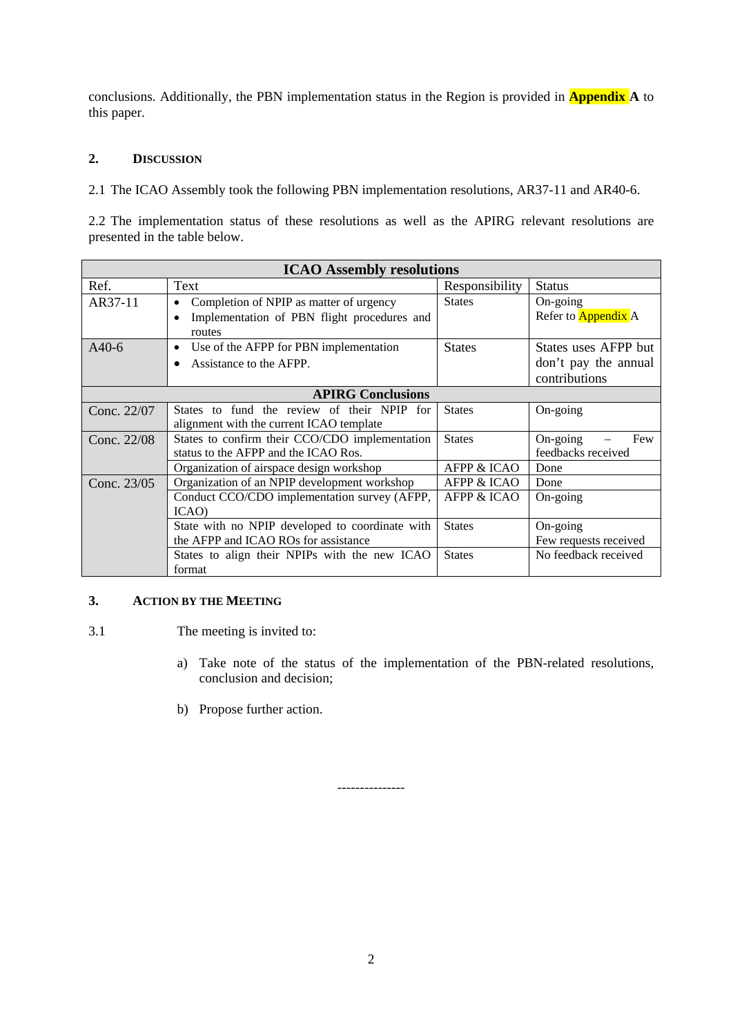conclusions. Additionally, the PBN implementation status in the Region is provided in **Appendix A** to this paper.

## 2. DISCUSSION

2.1 The ICAO Assembly took the following PBN implementation resolutions, AR37-11 and AR40-6.

2.2 The implementation status of these resolutions as well as the APIRG relevant resolutions are presented in the table below.

| **ICAO Assembly resolutions** | | | |
|---|---|---|---|
| Ref. | Text | Responsibility | Status |
| AR37-11 | • Completion of NPIP as matter of urgency<br>• Implementation of PBN flight procedures and routes | States | On-going<br>Refer to Appendix A |
| A40-6 | • Use of the AFPP for PBN implementation<br>• Assistance to the AFPP. | States | States uses AFPP but don't pay the annual contributions |
| **APIRG Conclusions** | | | |
| Conc. 22/07 | States to fund the review of their NPIP for alignment with the current ICAO template | States | On-going |
| Conc. 22/08 | States to confirm their CCO/CDO implementation status to the AFPP and the ICAO Ros. | States | On-going – Few feedbacks received |
| | Organization of airspace design workshop | AFPP & ICAO | Done |
| Conc. 23/05 | Organization of an NPIP development workshop | AFPP & ICAO | Done |
| | Conduct CCO/CDO implementation survey (AFPP, ICAO) | AFPP & ICAO | On-going |
| | State with no NPIP developed to coordinate with the AFPP and ICAO ROs for assistance | States | On-going<br>Few requests received |
| | States to align their NPIPs with the new ICAO format | States | No feedback received |

## 3. ACTION BY THE MEETING

3.1 The meeting is invited to:

a) Take note of the status of the implementation of the PBN-related resolutions, conclusion and decision;

b) Propose further action.

---------------